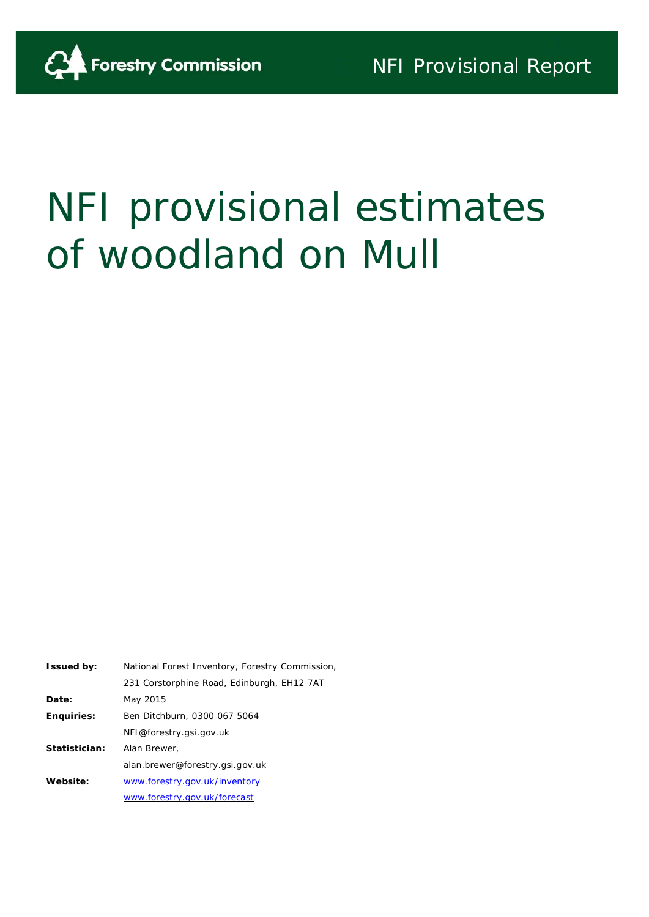Forestry Commission

NFI Provisional Report

# NFI provisional estimates of woodland on Mull

| | |
|---|---|
| **Issued by:** | National Forest Inventory, Forestry Commission, 231 Corstorphine Road, Edinburgh, EH12 7AT |
| **Date:** | May 2015 |
| **Enquiries:** | Ben Ditchburn, 0300 067 5064 NFI@forestry.gsi.gov.uk |
| **Statistician:** | Alan Brewer, alan.brewer@forestry.gsi.gov.uk |
| **Website:** | [www.forestry.gov.uk/inventory](http://www.forestry.gov.uk/inventory) [www.forestry.gov.uk/forecast](http://www.forestry.gov.uk/forecast) |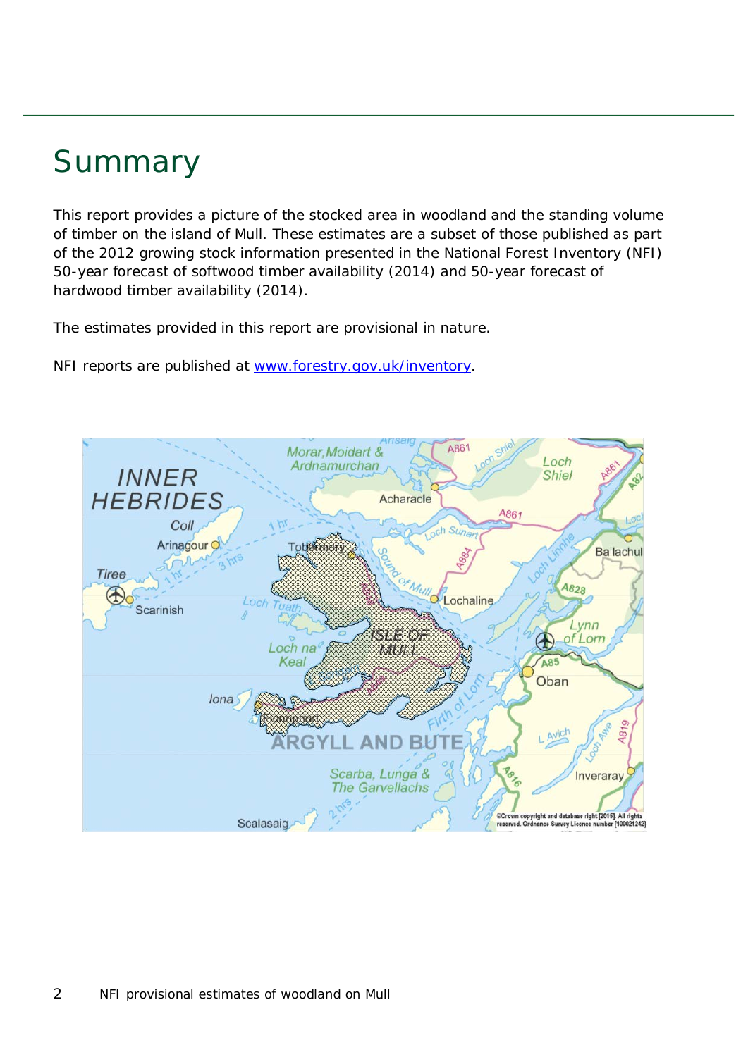# Summary

This report provides a picture of the stocked area in woodland and the standing volume of timber on the island of Mull. These estimates are a subset of those published as part of the 2012 growing stock information presented in the National Forest Inventory (NFI) 50-year forecast of softwood timber availability (2014) and 50-year forecast of hardwood timber availability (2014).

The estimates provided in this report are provisional in nature.

NFI reports are published at [www.forestry.gov.uk/inventory](http://www.forestry.gov.uk/inventory).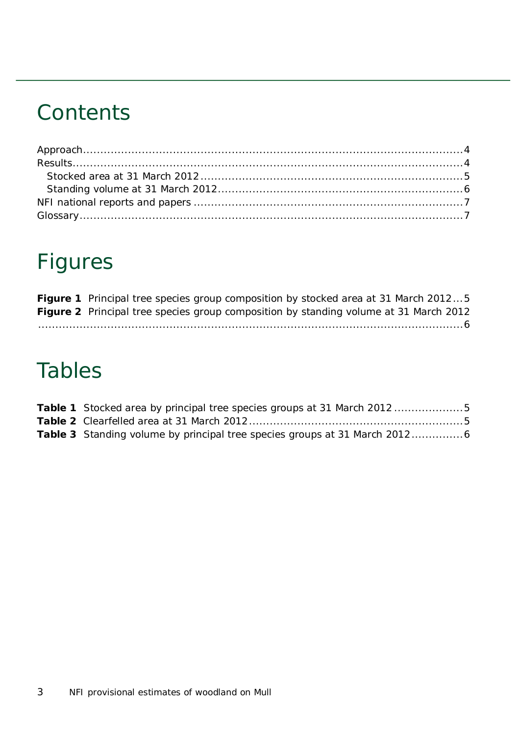# Contents

Approach....................................................................................................4
Results........................................................................................................4
  Stocked area at 31 March 2012..............................................................5
  Standing volume at 31 March 2012.........................................................6
NFI national reports and papers ..............................................................7
Glossary......................................................................................................7

# Figures

**Figure 1** Principal tree species group composition by stocked area at 31 March 2012...5
**Figure 2** Principal tree species group composition by standing volume at 31 March 2012 .....................................................................................................................6

# Tables

**Table 1** Stocked area by principal tree species groups at 31 March 2012 ....................5
**Table 2** Clearfelled area at 31 March 2012..............................................................5
**Table 3** Standing volume by principal tree species groups at 31 March 2012...............6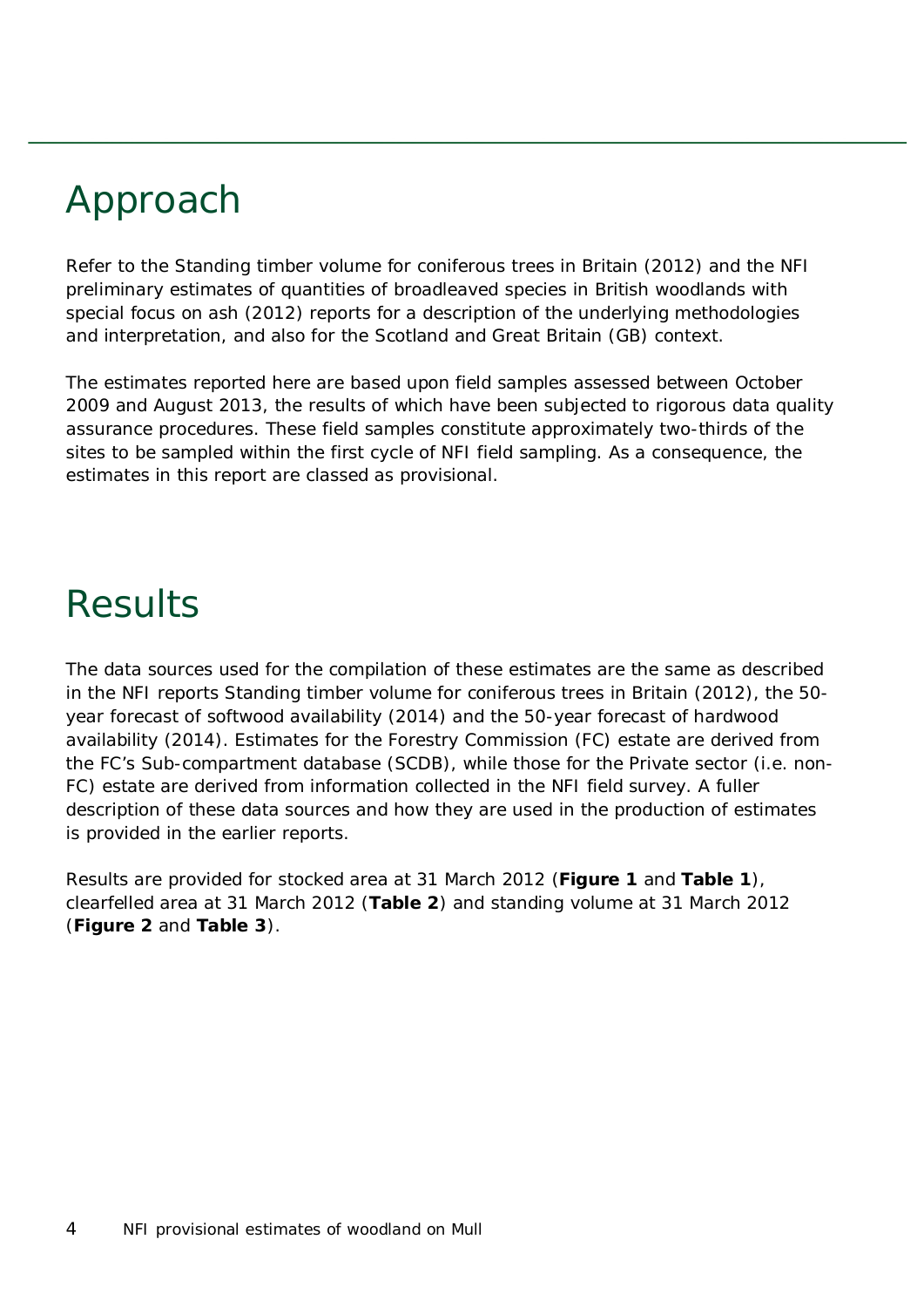# Approach

Refer to the Standing timber volume for coniferous trees in Britain (2012) and the NFI preliminary estimates of quantities of broadleaved species in British woodlands with special focus on ash (2012) reports for a description of the underlying methodologies and interpretation, and also for the Scotland and Great Britain (GB) context.

The estimates reported here are based upon field samples assessed between October 2009 and August 2013, the results of which have been subjected to rigorous data quality assurance procedures. These field samples constitute approximately two-thirds of the sites to be sampled within the first cycle of NFI field sampling. As a consequence, the estimates in this report are classed as provisional.

# Results

The data sources used for the compilation of these estimates are the same as described in the NFI reports Standing timber volume for coniferous trees in Britain (2012), the 50-year forecast of softwood availability (2014) and the 50-year forecast of hardwood availability (2014). Estimates for the Forestry Commission (FC) estate are derived from the FC's Sub-compartment database (SCDB), while those for the Private sector (i.e. non-FC) estate are derived from information collected in the NFI field survey. A fuller description of these data sources and how they are used in the production of estimates is provided in the earlier reports.

Results are provided for stocked area at 31 March 2012 (**Figure 1** and **Table 1**), clearfelled area at 31 March 2012 (**Table 2**) and standing volume at 31 March 2012 (**Figure 2** and **Table 3**).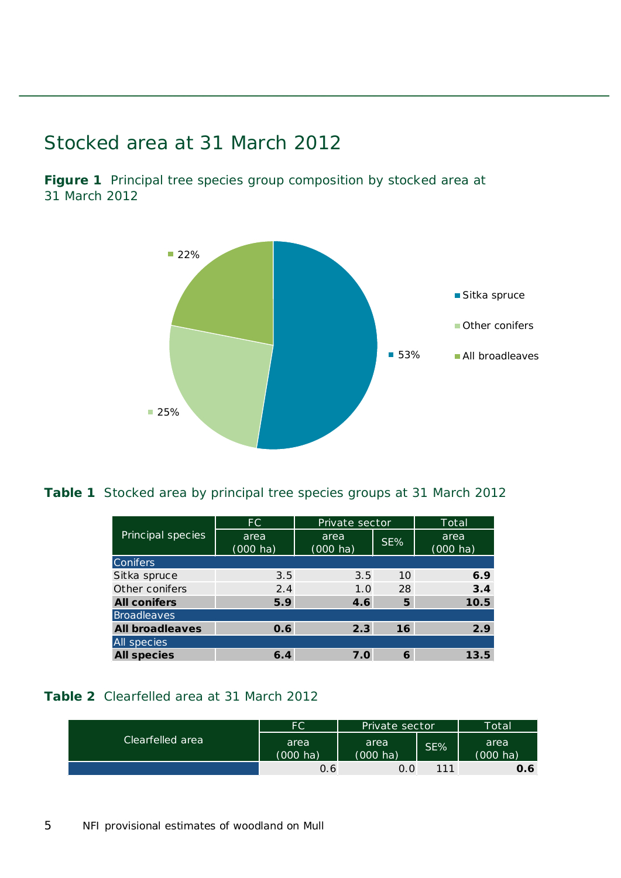## Stocked area at 31 March 2012

**Figure 1** Principal tree species group composition by stocked area at 31 March 2012

- Sitka spruce: 53%
- Other conifers: 25%
- All broadleaves: 22%

**Table 1** Stocked area by principal tree species groups at 31 March 2012

| Principal species | FC | Private sector | | Total |
|---|---|---|---|---|
| | area (000 ha) | area (000 ha) | SE% | area (000 ha) |
| Conifers | | | | |
| Sitka spruce | 3.5 | 3.5 | 10 | **6.9** |
| Other conifers | 2.4 | 1.0 | 28 | **3.4** |
| **All conifers** | **5.9** | **4.6** | **5** | **10.5** |
| Broadleaves | | | | |
| **All broadleaves** | **0.6** | **2.3** | **16** | **2.9** |
| All species | | | | |
| **All species** | **6.4** | **7.0** | **6** | **13.5** |

**Table 2** Clearfelled area at 31 March 2012

| Clearfelled area | FC | Private sector | | Total |
|---|---|---|---|---|
| | area (000 ha) | area (000 ha) | SE% | area (000 ha) |
| | 0.6 | 0.0 | 111 | **0.6** |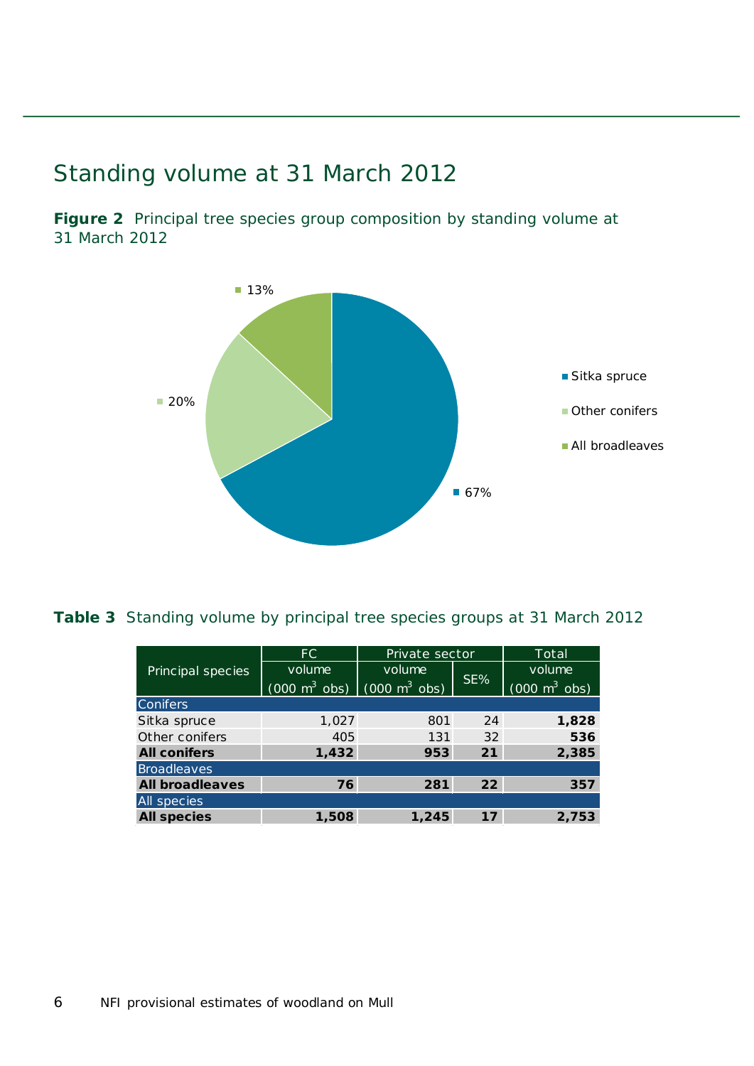## Standing volume at 31 March 2012

**Figure 2** Principal tree species group composition by standing volume at 31 March 2012

**Table 3** Standing volume by principal tree species groups at 31 March 2012

| Principal species | FC | Private sector | | Total |
|---|---|---|---|---|
| | volume (000 $m^3$ obs) | volume (000 $m^3$ obs) | SE% | volume (000 $m^3$ obs) |
| Conifers | | | | |
| Sitka spruce | 1,027 | 801 | 24 | **1,828** |
| Other conifers | 405 | 131 | 32 | **536** |
| **All conifers** | **1,432** | **953** | **21** | **2,385** |
| Broadleaves | | | | |
| **All broadleaves** | **76** | **281** | **22** | **357** |
| All species | | | | |
| **All species** | **1,508** | **1,245** | **17** | **2,753** |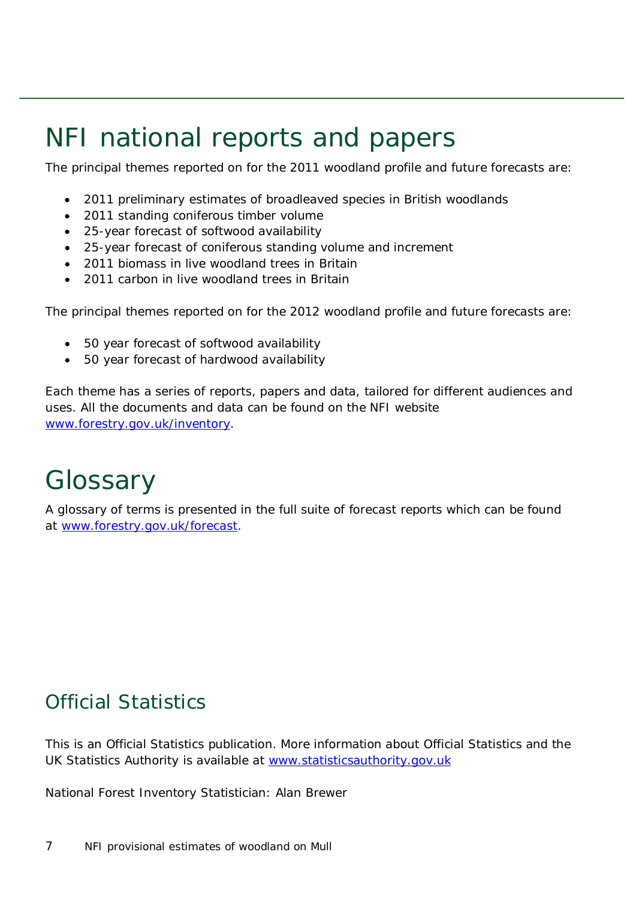# NFI national reports and papers

The principal themes reported on for the 2011 woodland profile and future forecasts are:

- 2011 preliminary estimates of broadleaved species in British woodlands
- 2011 standing coniferous timber volume
- 25-year forecast of softwood availability
- 25-year forecast of coniferous standing volume and increment
- 2011 biomass in live woodland trees in Britain
- 2011 carbon in live woodland trees in Britain

The principal themes reported on for the 2012 woodland profile and future forecasts are:

- 50 year forecast of softwood availability
- 50 year forecast of hardwood availability

Each theme has a series of reports, papers and data, tailored for different audiences and uses. All the documents and data can be found on the NFI website www.forestry.gov.uk/inventory.

# Glossary

A glossary of terms is presented in the full suite of forecast reports which can be found at www.forestry.gov.uk/forecast.

## Official Statistics

This is an Official Statistics publication. More information about Official Statistics and the UK Statistics Authority is available at www.statisticsauthority.gov.uk

National Forest Inventory Statistician: Alan Brewer